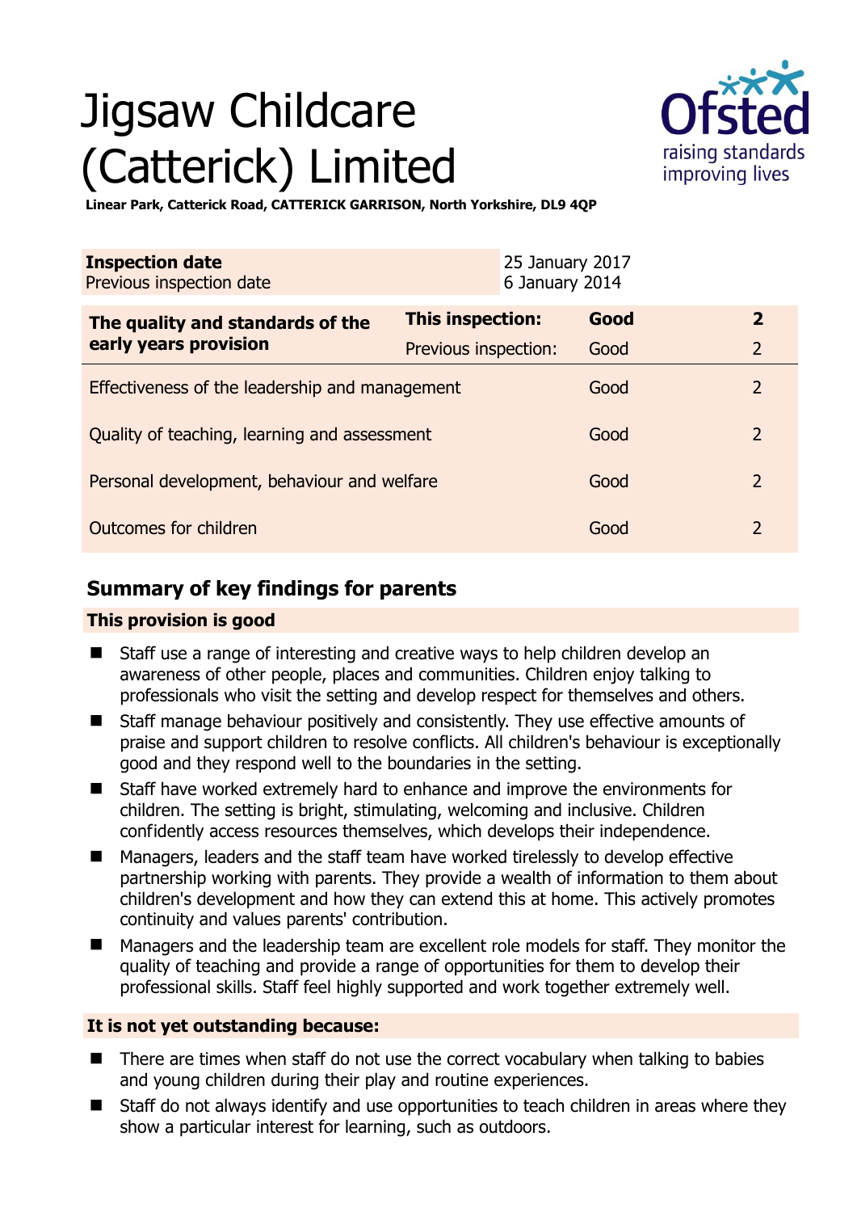# Jigsaw Childcare (Catterick) Limited

**Linear Park, Catterick Road, CATTERICK GARRISON, North Yorkshire, DL9 4QP**

| **Inspection date** | 25 January 2017 |
|---|---|
| Previous inspection date | 6 January 2014 |

| **The quality and standards of the early years provision** | **This inspection:** | **Good** | **2** |
|---|---|---|---|
| | Previous inspection: | Good | 2 |
| Effectiveness of the leadership and management | | Good | 2 |
| Quality of teaching, learning and assessment | | Good | 2 |
| Personal development, behaviour and welfare | | Good | 2 |
| Outcomes for children | | Good | 2 |

## Summary of key findings for parents

### This provision is good

- Staff use a range of interesting and creative ways to help children develop an awareness of other people, places and communities. Children enjoy talking to professionals who visit the setting and develop respect for themselves and others.
- Staff manage behaviour positively and consistently. They use effective amounts of praise and support children to resolve conflicts. All children's behaviour is exceptionally good and they respond well to the boundaries in the setting.
- Staff have worked extremely hard to enhance and improve the environments for children. The setting is bright, stimulating, welcoming and inclusive. Children confidently access resources themselves, which develops their independence.
- Managers, leaders and the staff team have worked tirelessly to develop effective partnership working with parents. They provide a wealth of information to them about children's development and how they can extend this at home. This actively promotes continuity and values parents' contribution.
- Managers and the leadership team are excellent role models for staff. They monitor the quality of teaching and provide a range of opportunities for them to develop their professional skills. Staff feel highly supported and work together extremely well.

### It is not yet outstanding because:

- There are times when staff do not use the correct vocabulary when talking to babies and young children during their play and routine experiences.
- Staff do not always identify and use opportunities to teach children in areas where they show a particular interest for learning, such as outdoors.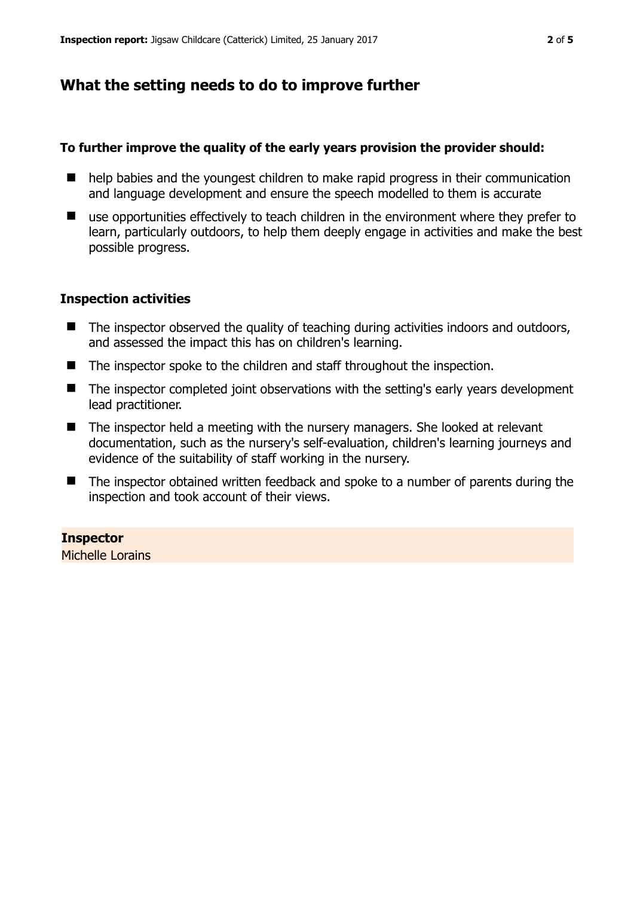## What the setting needs to do to improve further

**To further improve the quality of the early years provision the provider should:**

- help babies and the youngest children to make rapid progress in their communication and language development and ensure the speech modelled to them is accurate
- use opportunities effectively to teach children in the environment where they prefer to learn, particularly outdoors, to help them deeply engage in activities and make the best possible progress.

### Inspection activities

- The inspector observed the quality of teaching during activities indoors and outdoors, and assessed the impact this has on children's learning.
- The inspector spoke to the children and staff throughout the inspection.
- The inspector completed joint observations with the setting's early years development lead practitioner.
- The inspector held a meeting with the nursery managers. She looked at relevant documentation, such as the nursery's self-evaluation, children's learning journeys and evidence of the suitability of staff working in the nursery.
- The inspector obtained written feedback and spoke to a number of parents during the inspection and took account of their views.

**Inspector**
Michelle Lorains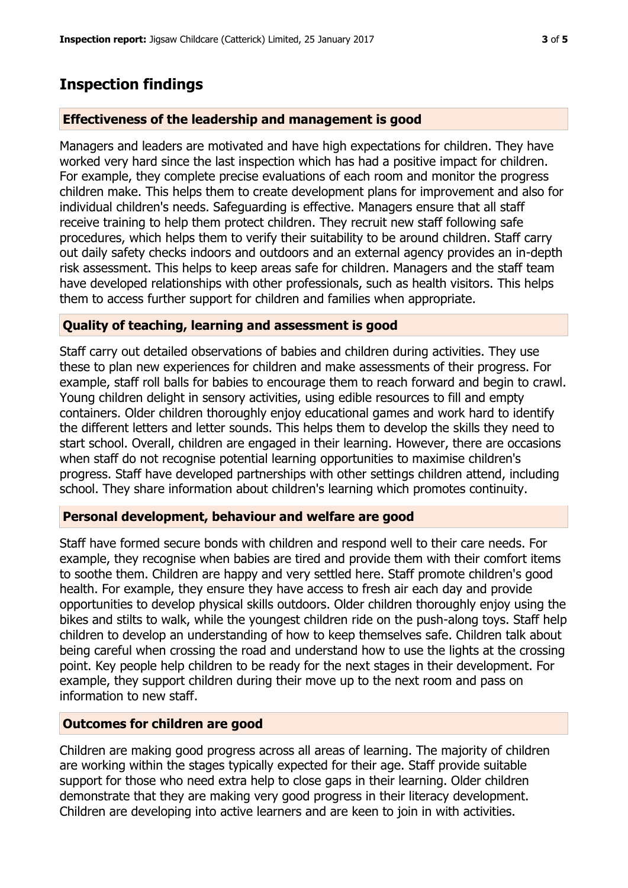# Inspection findings

## Effectiveness of the leadership and management is good

Managers and leaders are motivated and have high expectations for children. They have worked very hard since the last inspection which has had a positive impact for children. For example, they complete precise evaluations of each room and monitor the progress children make. This helps them to create development plans for improvement and also for individual children's needs. Safeguarding is effective. Managers ensure that all staff receive training to help them protect children. They recruit new staff following safe procedures, which helps them to verify their suitability to be around children. Staff carry out daily safety checks indoors and outdoors and an external agency provides an in-depth risk assessment. This helps to keep areas safe for children. Managers and the staff team have developed relationships with other professionals, such as health visitors. This helps them to access further support for children and families when appropriate.

## Quality of teaching, learning and assessment is good

Staff carry out detailed observations of babies and children during activities. They use these to plan new experiences for children and make assessments of their progress. For example, staff roll balls for babies to encourage them to reach forward and begin to crawl. Young children delight in sensory activities, using edible resources to fill and empty containers. Older children thoroughly enjoy educational games and work hard to identify the different letters and letter sounds. This helps them to develop the skills they need to start school. Overall, children are engaged in their learning. However, there are occasions when staff do not recognise potential learning opportunities to maximise children's progress. Staff have developed partnerships with other settings children attend, including school. They share information about children's learning which promotes continuity.

## Personal development, behaviour and welfare are good

Staff have formed secure bonds with children and respond well to their care needs. For example, they recognise when babies are tired and provide them with their comfort items to soothe them. Children are happy and very settled here. Staff promote children's good health. For example, they ensure they have access to fresh air each day and provide opportunities to develop physical skills outdoors. Older children thoroughly enjoy using the bikes and stilts to walk, while the youngest children ride on the push-along toys. Staff help children to develop an understanding of how to keep themselves safe. Children talk about being careful when crossing the road and understand how to use the lights at the crossing point. Key people help children to be ready for the next stages in their development. For example, they support children during their move up to the next room and pass on information to new staff.

## Outcomes for children are good

Children are making good progress across all areas of learning. The majority of children are working within the stages typically expected for their age. Staff provide suitable support for those who need extra help to close gaps in their learning. Older children demonstrate that they are making very good progress in their literacy development. Children are developing into active learners and are keen to join in with activities.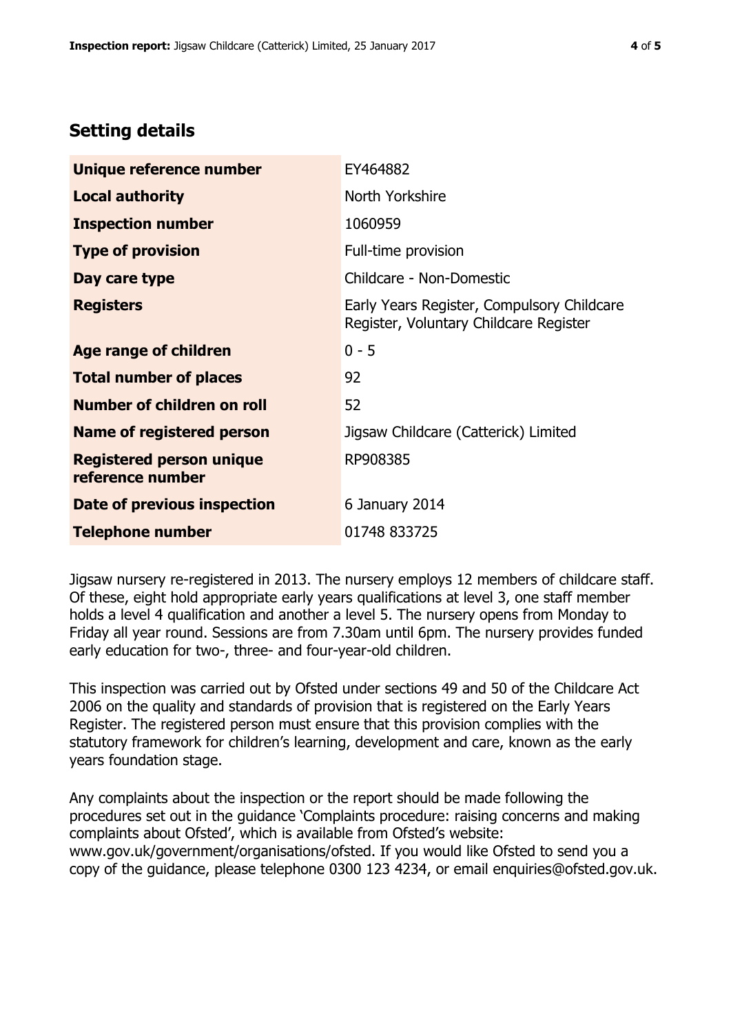## Setting details

| | |
|---|---|
| **Unique reference number** | EY464882 |
| **Local authority** | North Yorkshire |
| **Inspection number** | 1060959 |
| **Type of provision** | Full-time provision |
| **Day care type** | Childcare - Non-Domestic |
| **Registers** | Early Years Register, Compulsory Childcare Register, Voluntary Childcare Register |
| **Age range of children** | 0 - 5 |
| **Total number of places** | 92 |
| **Number of children on roll** | 52 |
| **Name of registered person** | Jigsaw Childcare (Catterick) Limited |
| **Registered person unique reference number** | RP908385 |
| **Date of previous inspection** | 6 January 2014 |
| **Telephone number** | 01748 833725 |

Jigsaw nursery re-registered in 2013. The nursery employs 12 members of childcare staff. Of these, eight hold appropriate early years qualifications at level 3, one staff member holds a level 4 qualification and another a level 5. The nursery opens from Monday to Friday all year round. Sessions are from 7.30am until 6pm. The nursery provides funded early education for two-, three- and four-year-old children.

This inspection was carried out by Ofsted under sections 49 and 50 of the Childcare Act 2006 on the quality and standards of provision that is registered on the Early Years Register. The registered person must ensure that this provision complies with the statutory framework for children's learning, development and care, known as the early years foundation stage.

Any complaints about the inspection or the report should be made following the procedures set out in the guidance 'Complaints procedure: raising concerns and making complaints about Ofsted', which is available from Ofsted's website: www.gov.uk/government/organisations/ofsted. If you would like Ofsted to send you a copy of the guidance, please telephone 0300 123 4234, or email enquiries@ofsted.gov.uk.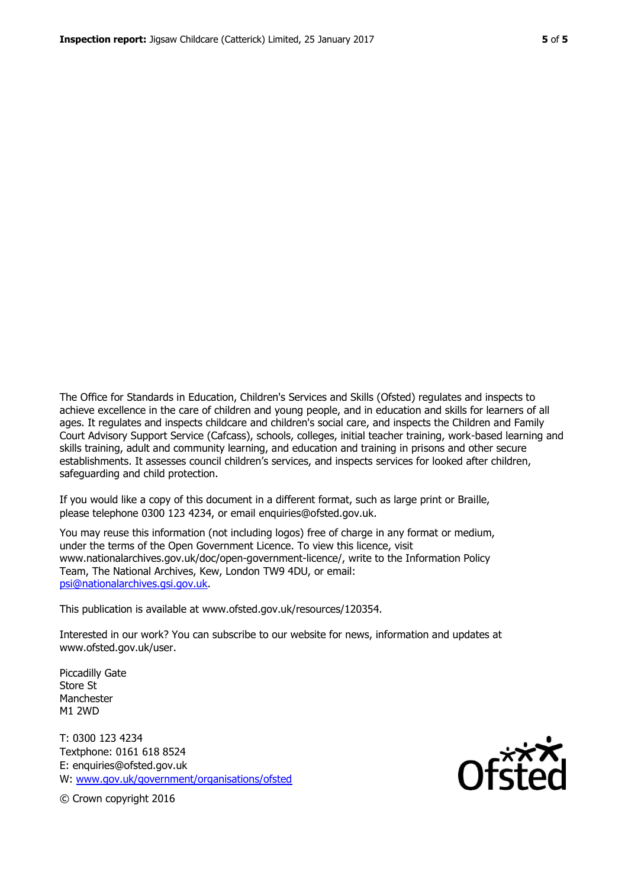The Office for Standards in Education, Children's Services and Skills (Ofsted) regulates and inspects to achieve excellence in the care of children and young people, and in education and skills for learners of all ages. It regulates and inspects childcare and children's social care, and inspects the Children and Family Court Advisory Support Service (Cafcass), schools, colleges, initial teacher training, work-based learning and skills training, adult and community learning, and education and training in prisons and other secure establishments. It assesses council children's services, and inspects services for looked after children, safeguarding and child protection.

If you would like a copy of this document in a different format, such as large print or Braille, please telephone 0300 123 4234, or email enquiries@ofsted.gov.uk.

You may reuse this information (not including logos) free of charge in any format or medium, under the terms of the Open Government Licence. To view this licence, visit www.nationalarchives.gov.uk/doc/open-government-licence/, write to the Information Policy Team, The National Archives, Kew, London TW9 4DU, or email: [psi@nationalarchives.gsi.gov.uk](mailto:psi@nationalarchives.gsi.gov.uk).

This publication is available at www.ofsted.gov.uk/resources/120354.

Interested in our work? You can subscribe to our website for news, information and updates at www.ofsted.gov.uk/user.

Piccadilly Gate
Store St
Manchester
M1 2WD

T: 0300 123 4234
Textphone: 0161 618 8524
E: enquiries@ofsted.gov.uk
W: [www.gov.uk/government/organisations/ofsted](http://www.gov.uk/government/organisations/ofsted)

© Crown copyright 2016